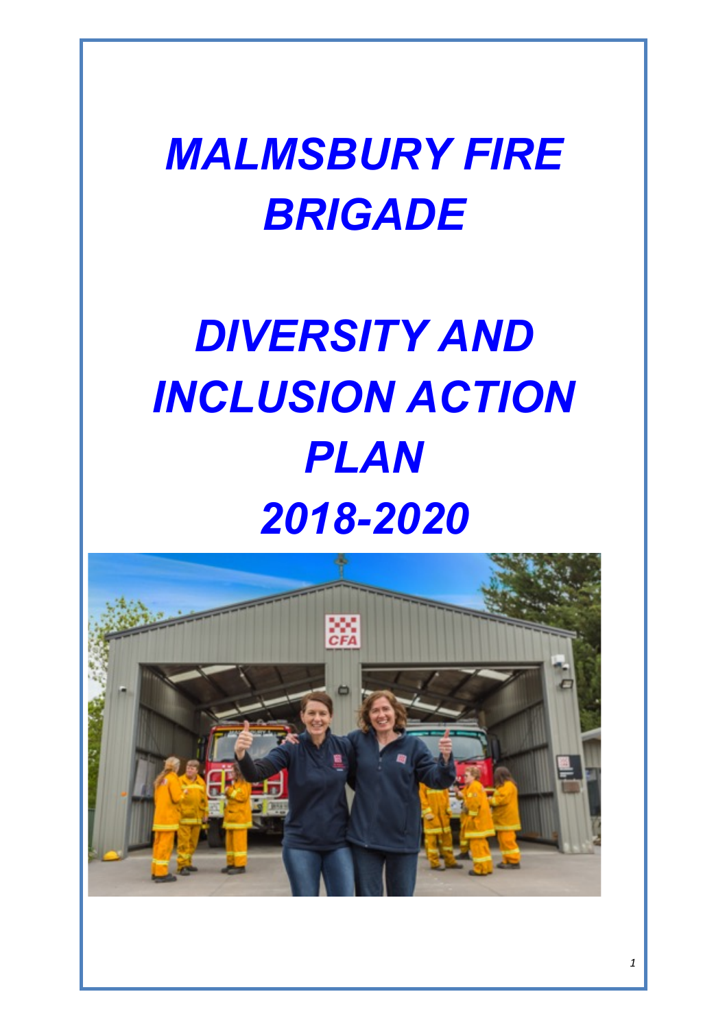# *MALMSBURY FIRE BRIGADE*

# *DIVERSITY AND INCLUSION ACTION PLAN 2018-2020*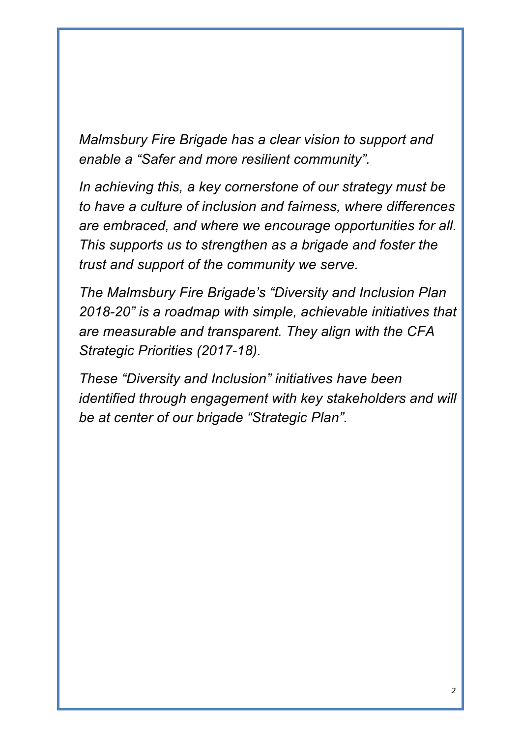*Malmsbury Fire Brigade has a clear vision to support and enable a "Safer and more resilient community".*

*In achieving this, a key cornerstone of our strategy must be to have a culture of inclusion and fairness, where differences are embraced, and where we encourage opportunities for all. This supports us to strengthen as a brigade and foster the trust and support of the community we serve.*

*The Malmsbury Fire Brigade's "Diversity and Inclusion Plan 2018-20" is a roadmap with simple, achievable initiatives that are measurable and transparent. They align with the CFA Strategic Priorities (2017-18).*

*These "Diversity and Inclusion" initiatives have been identified through engagement with key stakeholders and will be at center of our brigade "Strategic Plan".*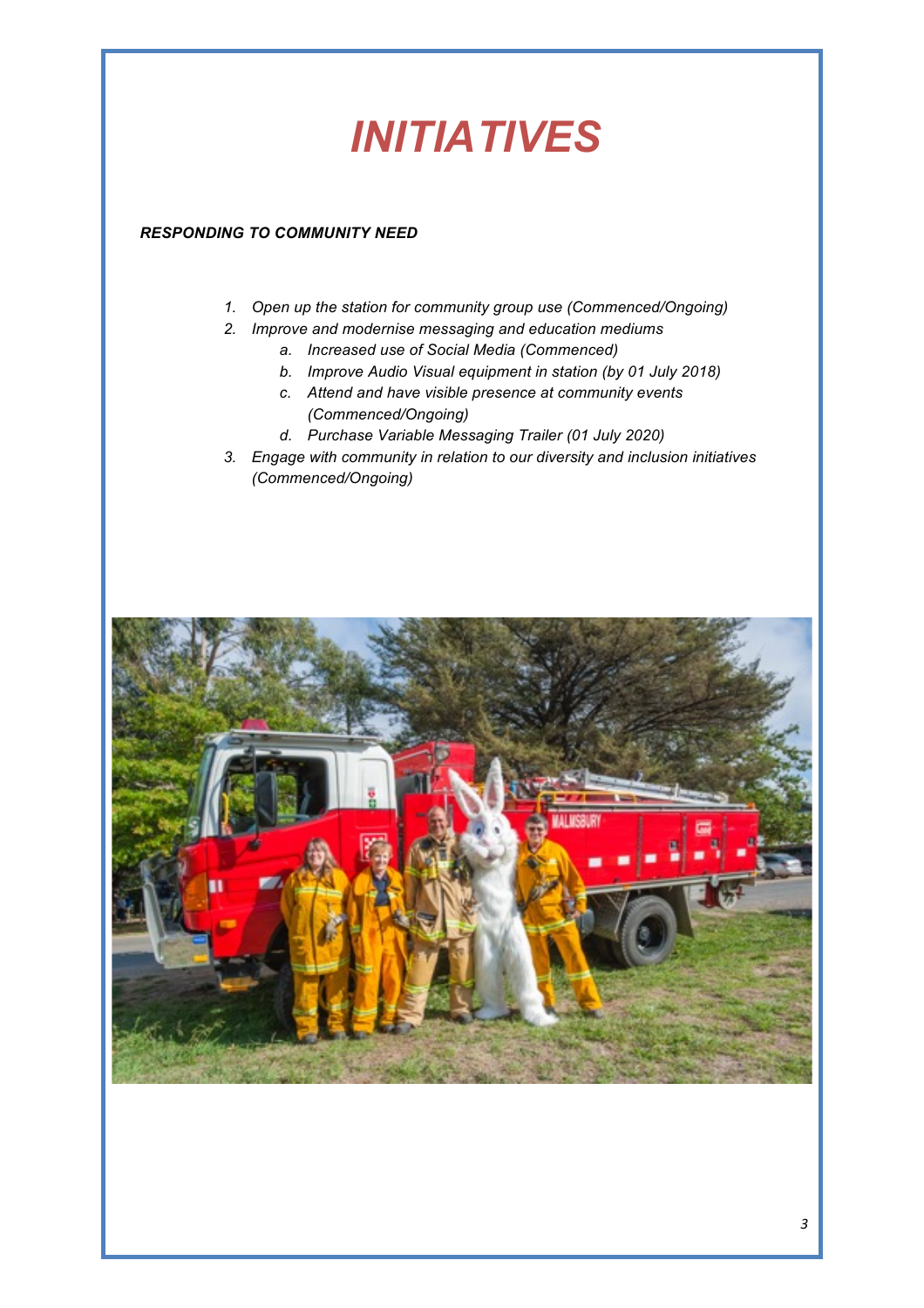# *INITIATIVES*

***RESPONDING TO COMMUNITY NEED***

1. *Open up the station for community group use (Commenced/Ongoing)*
2. *Improve and modernise messaging and education mediums*
   a. *Increased use of Social Media (Commenced)*
   b. *Improve Audio Visual equipment in station (by 01 July 2018)*
   c. *Attend and have visible presence at community events (Commenced/Ongoing)*
   d. *Purchase Variable Messaging Trailer (01 July 2020)*
3. *Engage with community in relation to our diversity and inclusion initiatives (Commenced/Ongoing)*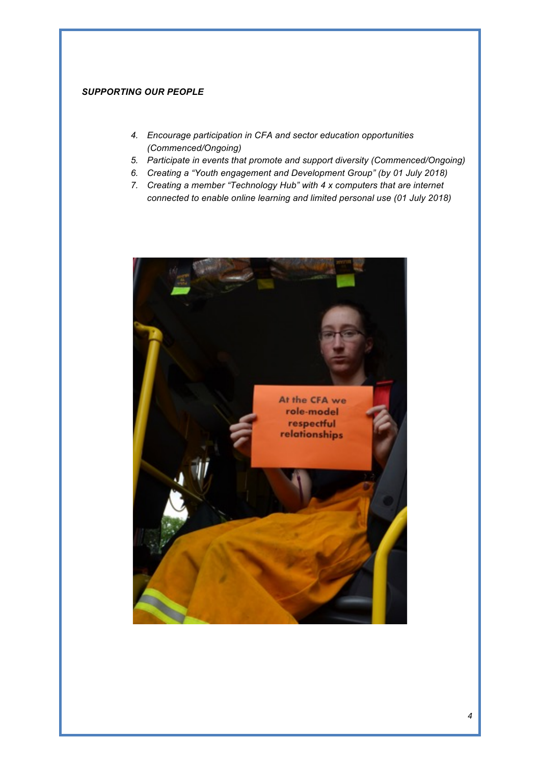***SUPPORTING OUR PEOPLE***

4. *Encourage participation in CFA and sector education opportunities (Commenced/Ongoing)*
5. *Participate in events that promote and support diversity (Commenced/Ongoing)*
6. *Creating a "Youth engagement and Development Group" (by 01 July 2018)*
7. *Creating a member "Technology Hub" with 4 x computers that are internet connected to enable online learning and limited personal use (01 July 2018)*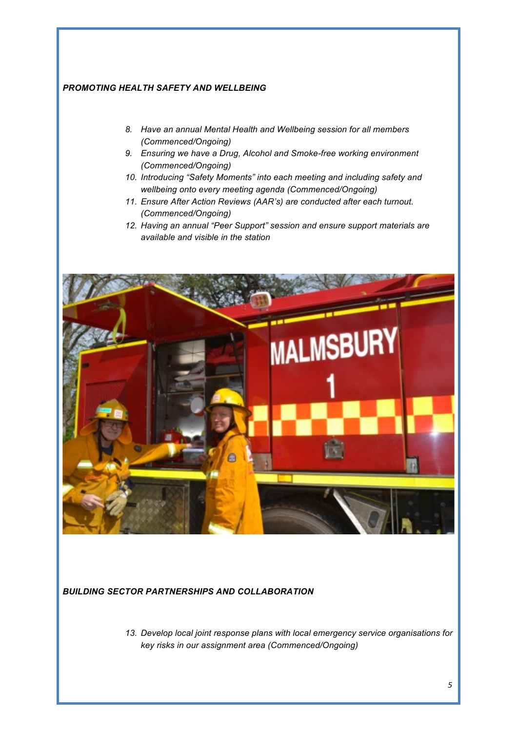***PROMOTING HEALTH SAFETY AND WELLBEING***

8. *Have an annual Mental Health and Wellbeing session for all members (Commenced/Ongoing)*
9. *Ensuring we have a Drug, Alcohol and Smoke-free working environment (Commenced/Ongoing)*
10. *Introducing "Safety Moments" into each meeting and including safety and wellbeing onto every meeting agenda (Commenced/Ongoing)*
11. *Ensure After Action Reviews (AAR's) are conducted after each turnout. (Commenced/Ongoing)*
12. *Having an annual "Peer Support" session and ensure support materials are available and visible in the station*

***BUILDING SECTOR PARTNERSHIPS AND COLLABORATION***

13. *Develop local joint response plans with local emergency service organisations for key risks in our assignment area (Commenced/Ongoing)*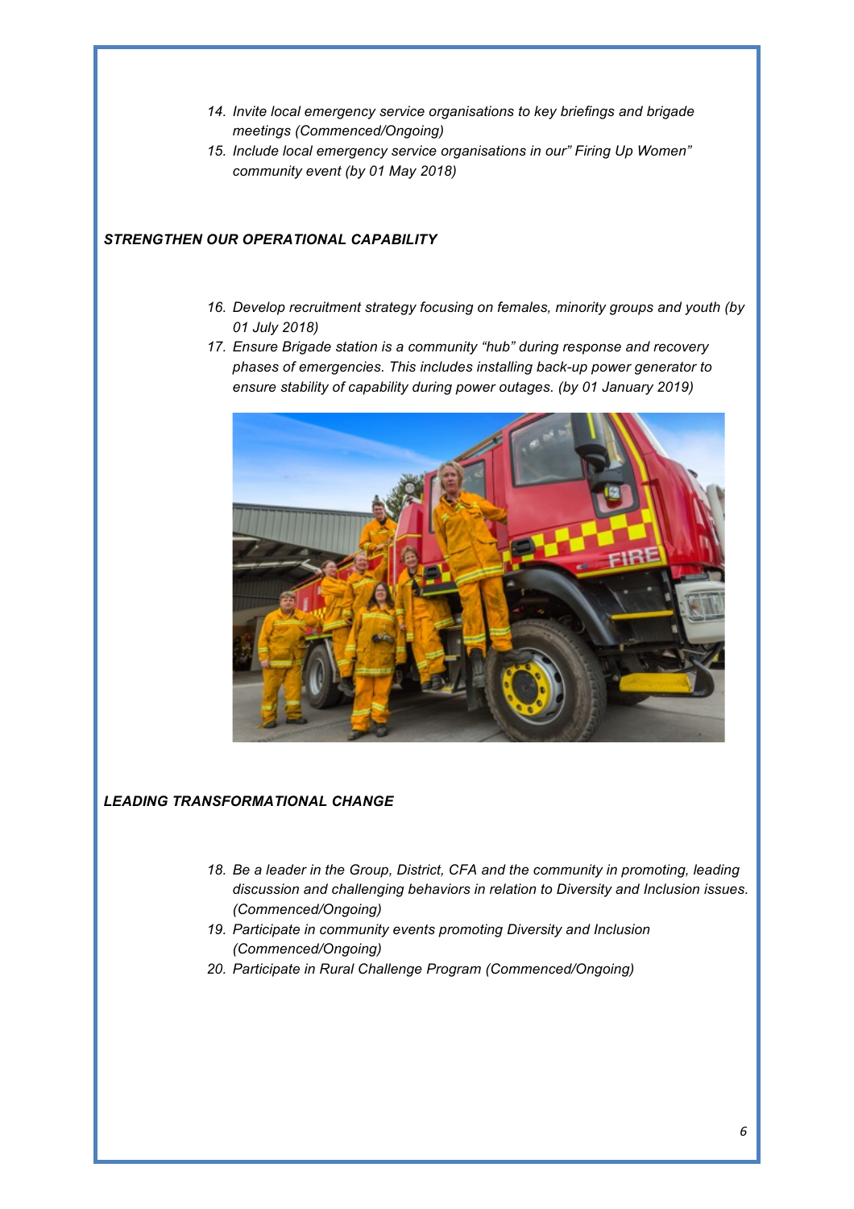14. *Invite local emergency service organisations to key briefings and brigade meetings (Commenced/Ongoing)*
15. *Include local emergency service organisations in our" Firing Up Women" community event (by 01 May 2018)*

***STRENGTHEN OUR OPERATIONAL CAPABILITY***

16. *Develop recruitment strategy focusing on females, minority groups and youth (by 01 July 2018)*
17. *Ensure Brigade station is a community "hub" during response and recovery phases of emergencies. This includes installing back-up power generator to ensure stability of capability during power outages. (by 01 January 2019)*

***LEADING TRANSFORMATIONAL CHANGE***

18. *Be a leader in the Group, District, CFA and the community in promoting, leading discussion and challenging behaviors in relation to Diversity and Inclusion issues. (Commenced/Ongoing)*
19. *Participate in community events promoting Diversity and Inclusion (Commenced/Ongoing)*
20. *Participate in Rural Challenge Program (Commenced/Ongoing)*